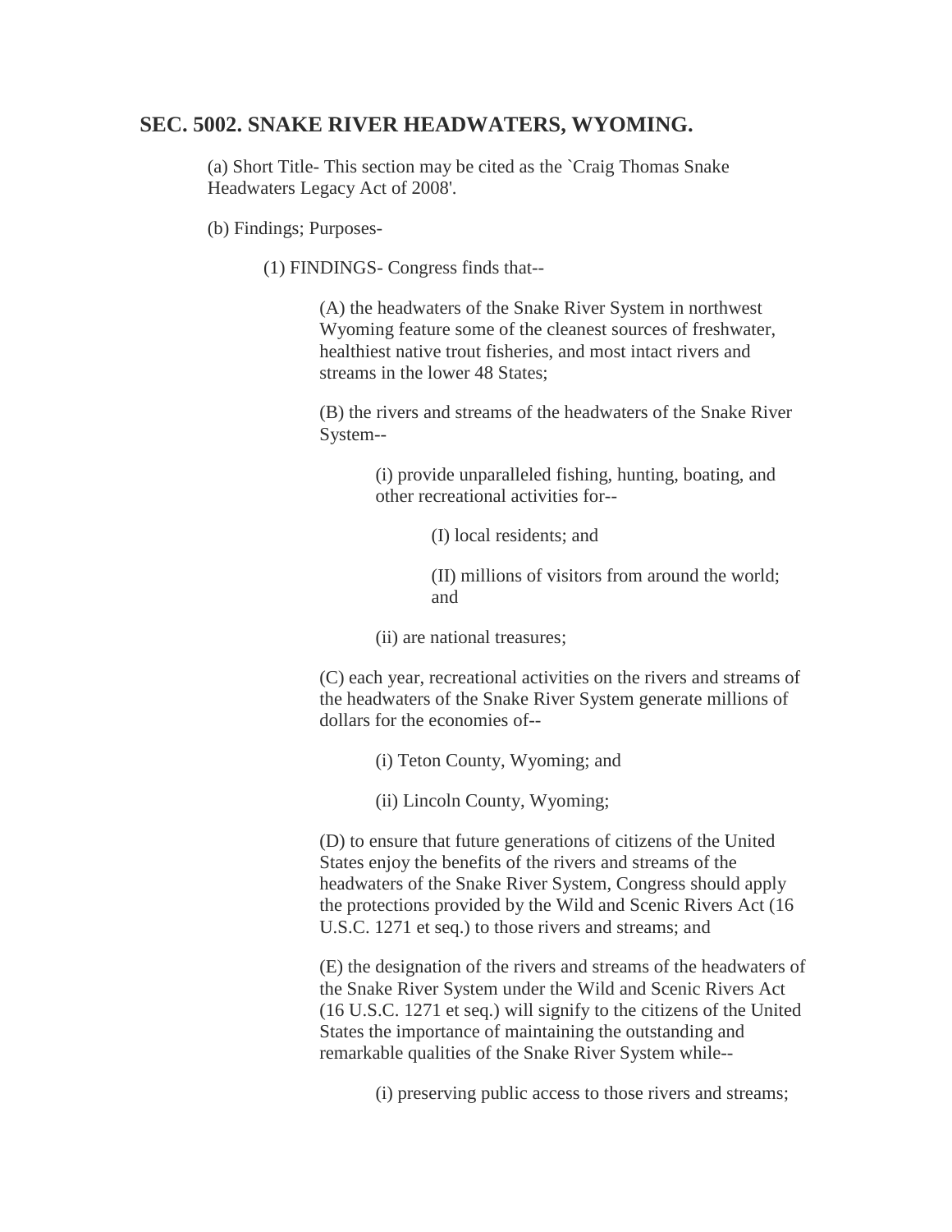## SEC. 5002. SNAKE RIVER HEADWATERS, WYOMING.

(a) Short Title- This section may be cited as the `Craig Thomas Snake Headwaters Legacy Act of 2008'.

(b) Findings; Purposes-

(1) FINDINGS- Congress finds that--

(A) the headwaters of the Snake River System in northwest Wyoming feature some of the cleanest sources of freshwater, healthiest native trout fisheries, and most intact rivers and streams in the lower 48 States;

(B) the rivers and streams of the headwaters of the Snake River System--

(i) provide unparalleled fishing, hunting, boating, and other recreational activities for--

(I) local residents; and

(II) millions of visitors from around the world; and

(ii) are national treasures;

(C) each year, recreational activities on the rivers and streams of the headwaters of the Snake River System generate millions of dollars for the economies of--

(i) Teton County, Wyoming; and

(ii) Lincoln County, Wyoming;

(D) to ensure that future generations of citizens of the United States enjoy the benefits of the rivers and streams of the headwaters of the Snake River System, Congress should apply the protections provided by the Wild and Scenic Rivers Act (16 U.S.C. 1271 et seq.) to those rivers and streams; and

(E) the designation of the rivers and streams of the headwaters of the Snake River System under the Wild and Scenic Rivers Act (16 U.S.C. 1271 et seq.) will signify to the citizens of the United States the importance of maintaining the outstanding and remarkable qualities of the Snake River System while--

(i) preserving public access to those rivers and streams;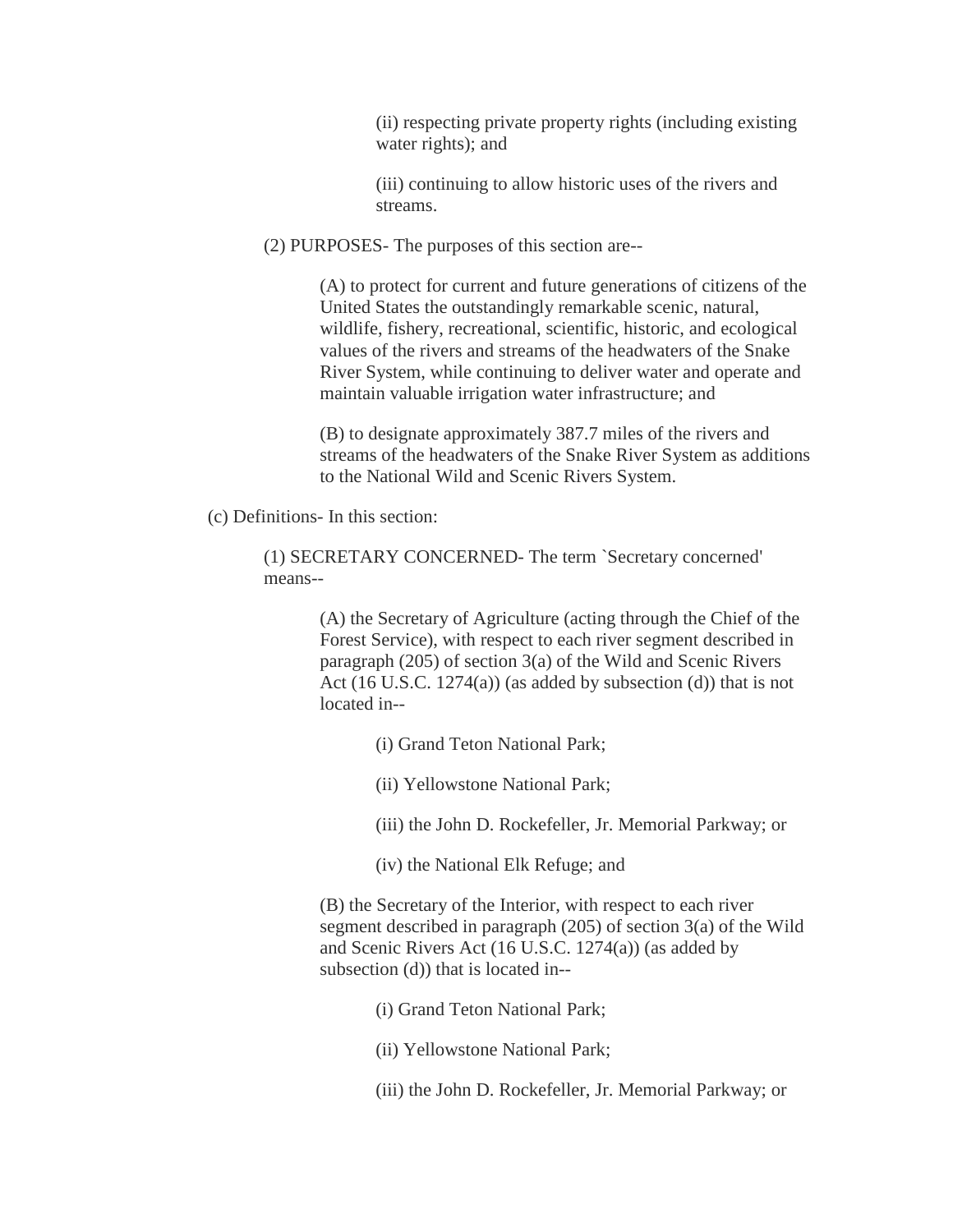(ii) respecting private property rights (including existing water rights); and

(iii) continuing to allow historic uses of the rivers and streams.

(2) PURPOSES- The purposes of this section are--

(A) to protect for current and future generations of citizens of the United States the outstandingly remarkable scenic, natural, wildlife, fishery, recreational, scientific, historic, and ecological values of the rivers and streams of the headwaters of the Snake River System, while continuing to deliver water and operate and maintain valuable irrigation water infrastructure; and

(B) to designate approximately 387.7 miles of the rivers and streams of the headwaters of the Snake River System as additions to the National Wild and Scenic Rivers System.

(c) Definitions- In this section:

(1) SECRETARY CONCERNED- The term `Secretary concerned' means--

(A) the Secretary of Agriculture (acting through the Chief of the Forest Service), with respect to each river segment described in paragraph (205) of section 3(a) of the Wild and Scenic Rivers Act (16 U.S.C. 1274(a)) (as added by subsection (d)) that is not located in--

(i) Grand Teton National Park;

(ii) Yellowstone National Park;

(iii) the John D. Rockefeller, Jr. Memorial Parkway; or

(iv) the National Elk Refuge; and

(B) the Secretary of the Interior, with respect to each river segment described in paragraph (205) of section 3(a) of the Wild and Scenic Rivers Act (16 U.S.C. 1274(a)) (as added by subsection (d)) that is located in--

(i) Grand Teton National Park;

(ii) Yellowstone National Park;

(iii) the John D. Rockefeller, Jr. Memorial Parkway; or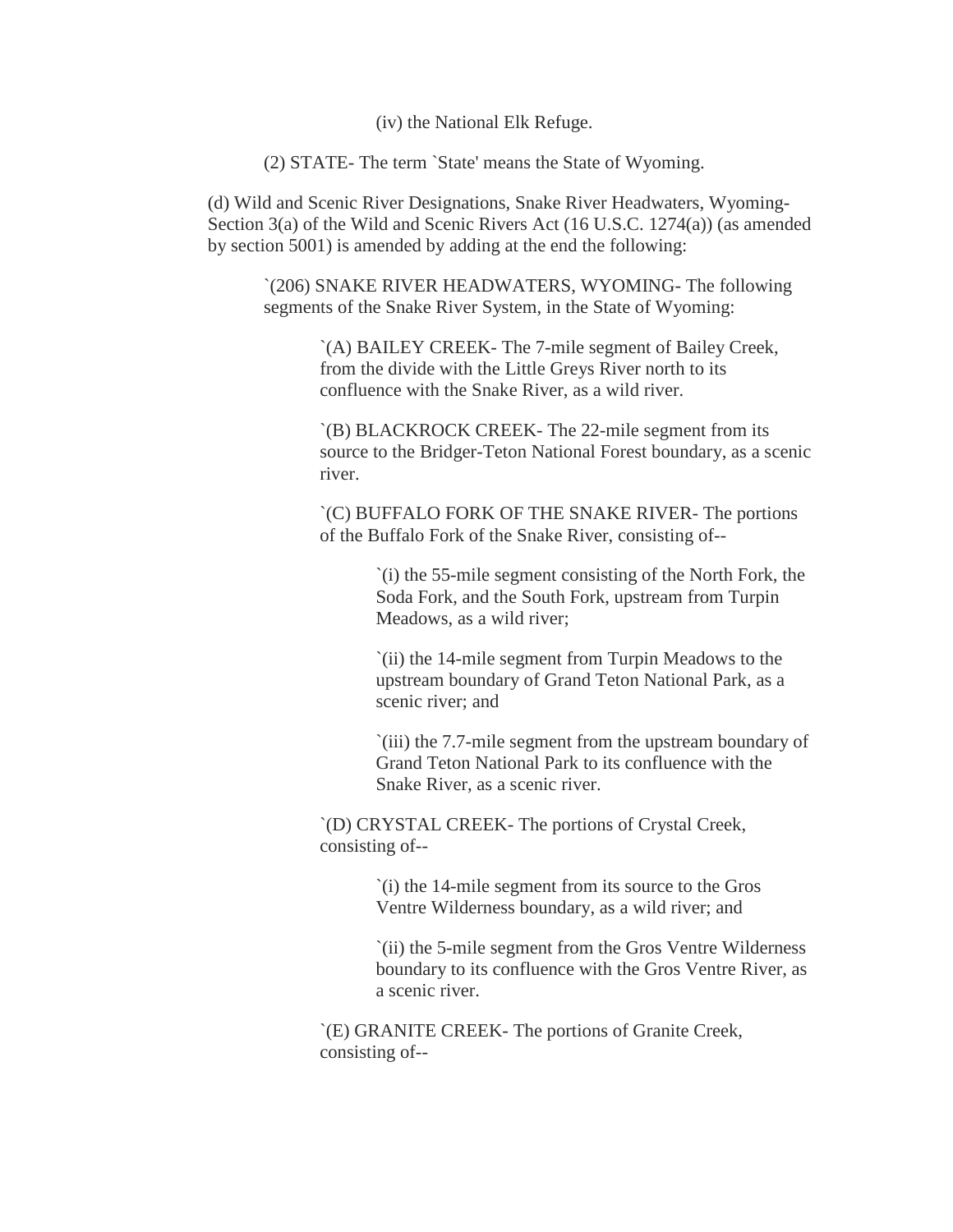(iv) the National Elk Refuge.

(2) STATE- The term `State' means the State of Wyoming.

(d) Wild and Scenic River Designations, Snake River Headwaters, Wyoming- Section 3(a) of the Wild and Scenic Rivers Act (16 U.S.C. 1274(a)) (as amended by section 5001) is amended by adding at the end the following:

`(206) SNAKE RIVER HEADWATERS, WYOMING- The following segments of the Snake River System, in the State of Wyoming:

`(A) BAILEY CREEK- The 7-mile segment of Bailey Creek, from the divide with the Little Greys River north to its confluence with the Snake River, as a wild river.

`(B) BLACKROCK CREEK- The 22-mile segment from its source to the Bridger-Teton National Forest boundary, as a scenic river.

`(C) BUFFALO FORK OF THE SNAKE RIVER- The portions of the Buffalo Fork of the Snake River, consisting of--

`(i) the 55-mile segment consisting of the North Fork, the Soda Fork, and the South Fork, upstream from Turpin Meadows, as a wild river;

`(ii) the 14-mile segment from Turpin Meadows to the upstream boundary of Grand Teton National Park, as a scenic river; and

`(iii) the 7.7-mile segment from the upstream boundary of Grand Teton National Park to its confluence with the Snake River, as a scenic river.

`(D) CRYSTAL CREEK- The portions of Crystal Creek, consisting of--

`(i) the 14-mile segment from its source to the Gros Ventre Wilderness boundary, as a wild river; and

`(ii) the 5-mile segment from the Gros Ventre Wilderness boundary to its confluence with the Gros Ventre River, as a scenic river.

`(E) GRANITE CREEK- The portions of Granite Creek, consisting of--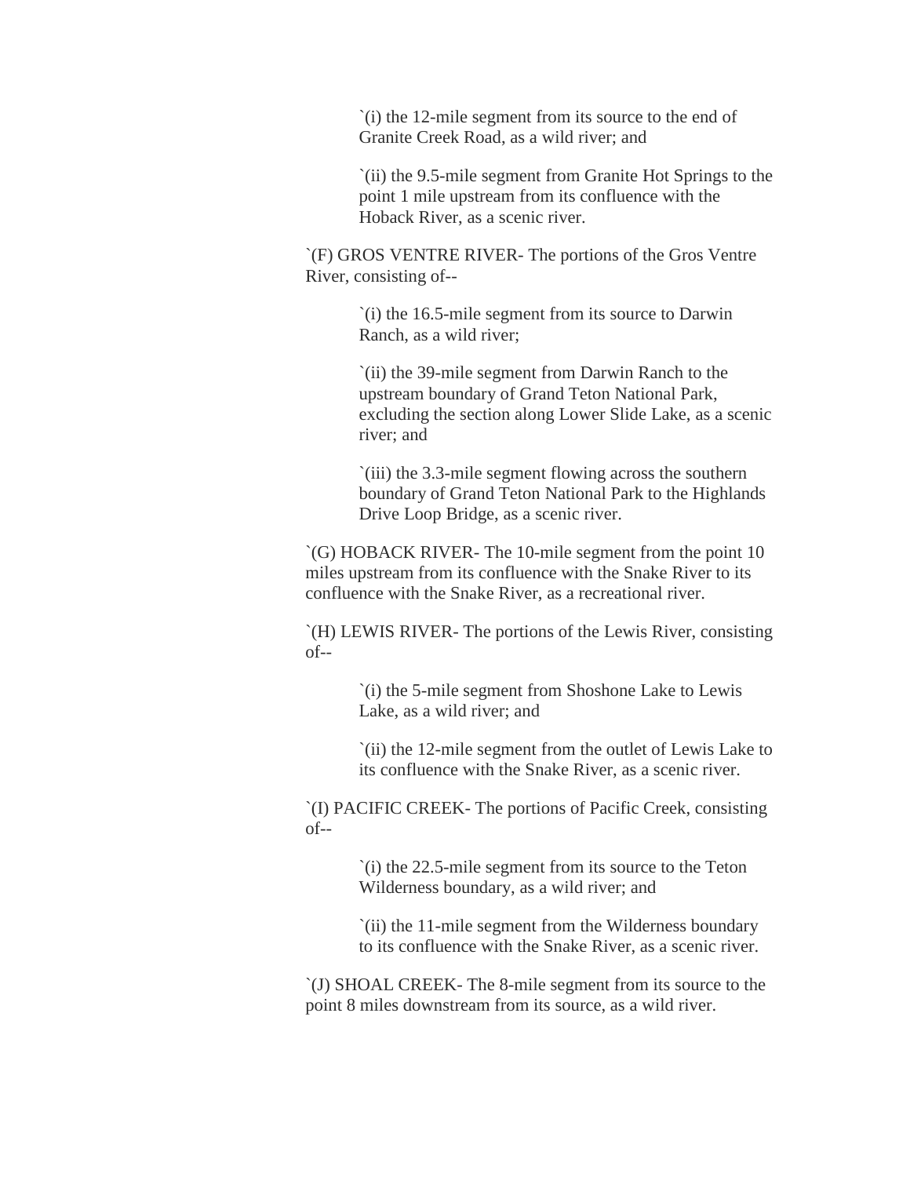`(i) the 12-mile segment from its source to the end of Granite Creek Road, as a wild river; and

`(ii) the 9.5-mile segment from Granite Hot Springs to the point 1 mile upstream from its confluence with the Hoback River, as a scenic river.

`(F) GROS VENTRE RIVER- The portions of the Gros Ventre River, consisting of--

`(i) the 16.5-mile segment from its source to Darwin Ranch, as a wild river;

`(ii) the 39-mile segment from Darwin Ranch to the upstream boundary of Grand Teton National Park, excluding the section along Lower Slide Lake, as a scenic river; and

`(iii) the 3.3-mile segment flowing across the southern boundary of Grand Teton National Park to the Highlands Drive Loop Bridge, as a scenic river.

`(G) HOBACK RIVER- The 10-mile segment from the point 10 miles upstream from its confluence with the Snake River to its confluence with the Snake River, as a recreational river.

`(H) LEWIS RIVER- The portions of the Lewis River, consisting of--

`(i) the 5-mile segment from Shoshone Lake to Lewis Lake, as a wild river; and

`(ii) the 12-mile segment from the outlet of Lewis Lake to its confluence with the Snake River, as a scenic river.

`(I) PACIFIC CREEK- The portions of Pacific Creek, consisting of--

`(i) the 22.5-mile segment from its source to the Teton Wilderness boundary, as a wild river; and

`(ii) the 11-mile segment from the Wilderness boundary to its confluence with the Snake River, as a scenic river.

`(J) SHOAL CREEK- The 8-mile segment from its source to the point 8 miles downstream from its source, as a wild river.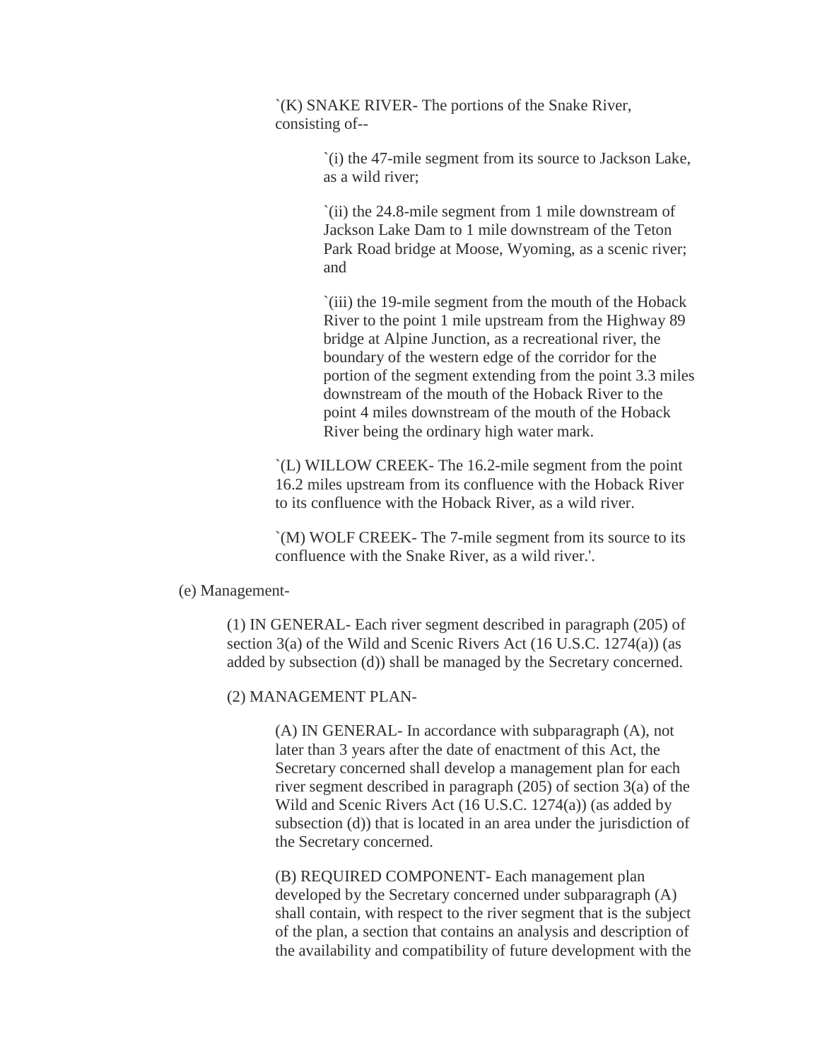`(K) SNAKE RIVER- The portions of the Snake River, consisting of--

`(i) the 47-mile segment from its source to Jackson Lake, as a wild river;

`(ii) the 24.8-mile segment from 1 mile downstream of Jackson Lake Dam to 1 mile downstream of the Teton Park Road bridge at Moose, Wyoming, as a scenic river; and

`(iii) the 19-mile segment from the mouth of the Hoback River to the point 1 mile upstream from the Highway 89 bridge at Alpine Junction, as a recreational river, the boundary of the western edge of the corridor for the portion of the segment extending from the point 3.3 miles downstream of the mouth of the Hoback River to the point 4 miles downstream of the mouth of the Hoback River being the ordinary high water mark.

`(L) WILLOW CREEK- The 16.2-mile segment from the point 16.2 miles upstream from its confluence with the Hoback River to its confluence with the Hoback River, as a wild river.

`(M) WOLF CREEK- The 7-mile segment from its source to its confluence with the Snake River, as a wild river.'.

(e) Management-

(1) IN GENERAL- Each river segment described in paragraph (205) of section 3(a) of the Wild and Scenic Rivers Act (16 U.S.C. 1274(a)) (as added by subsection (d)) shall be managed by the Secretary concerned.

(2) MANAGEMENT PLAN-

(A) IN GENERAL- In accordance with subparagraph (A), not later than 3 years after the date of enactment of this Act, the Secretary concerned shall develop a management plan for each river segment described in paragraph (205) of section 3(a) of the Wild and Scenic Rivers Act (16 U.S.C. 1274(a)) (as added by subsection (d)) that is located in an area under the jurisdiction of the Secretary concerned.

(B) REQUIRED COMPONENT- Each management plan developed by the Secretary concerned under subparagraph (A) shall contain, with respect to the river segment that is the subject of the plan, a section that contains an analysis and description of the availability and compatibility of future development with the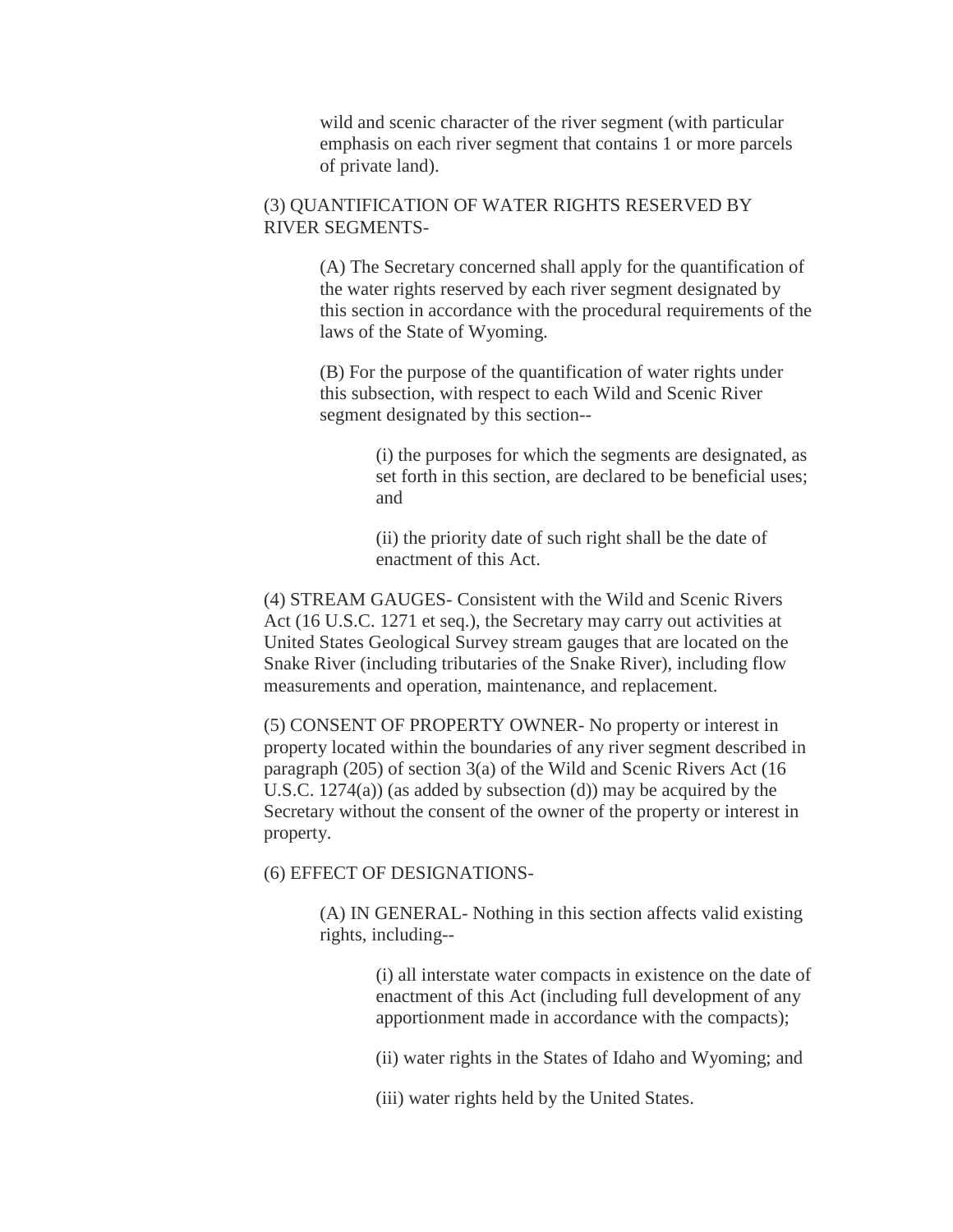wild and scenic character of the river segment (with particular emphasis on each river segment that contains 1 or more parcels of private land).

(3) QUANTIFICATION OF WATER RIGHTS RESERVED BY RIVER SEGMENTS-

(A) The Secretary concerned shall apply for the quantification of the water rights reserved by each river segment designated by this section in accordance with the procedural requirements of the laws of the State of Wyoming.

(B) For the purpose of the quantification of water rights under this subsection, with respect to each Wild and Scenic River segment designated by this section--

(i) the purposes for which the segments are designated, as set forth in this section, are declared to be beneficial uses; and

(ii) the priority date of such right shall be the date of enactment of this Act.

(4) STREAM GAUGES- Consistent with the Wild and Scenic Rivers Act (16 U.S.C. 1271 et seq.), the Secretary may carry out activities at United States Geological Survey stream gauges that are located on the Snake River (including tributaries of the Snake River), including flow measurements and operation, maintenance, and replacement.

(5) CONSENT OF PROPERTY OWNER- No property or interest in property located within the boundaries of any river segment described in paragraph (205) of section 3(a) of the Wild and Scenic Rivers Act (16 U.S.C. 1274(a)) (as added by subsection (d)) may be acquired by the Secretary without the consent of the owner of the property or interest in property.

(6) EFFECT OF DESIGNATIONS-

(A) IN GENERAL- Nothing in this section affects valid existing rights, including--

(i) all interstate water compacts in existence on the date of enactment of this Act (including full development of any apportionment made in accordance with the compacts);

(ii) water rights in the States of Idaho and Wyoming; and

(iii) water rights held by the United States.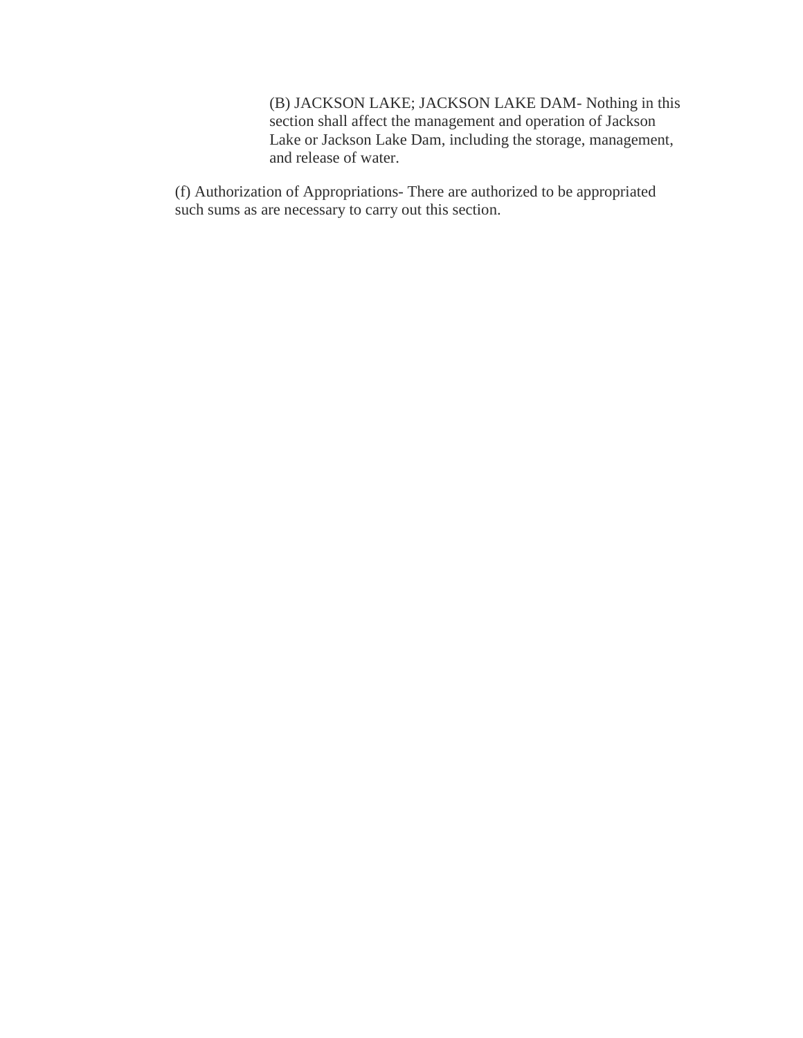(B) JACKSON LAKE; JACKSON LAKE DAM- Nothing in this section shall affect the management and operation of Jackson Lake or Jackson Lake Dam, including the storage, management, and release of water.

(f) Authorization of Appropriations- There are authorized to be appropriated such sums as are necessary to carry out this section.